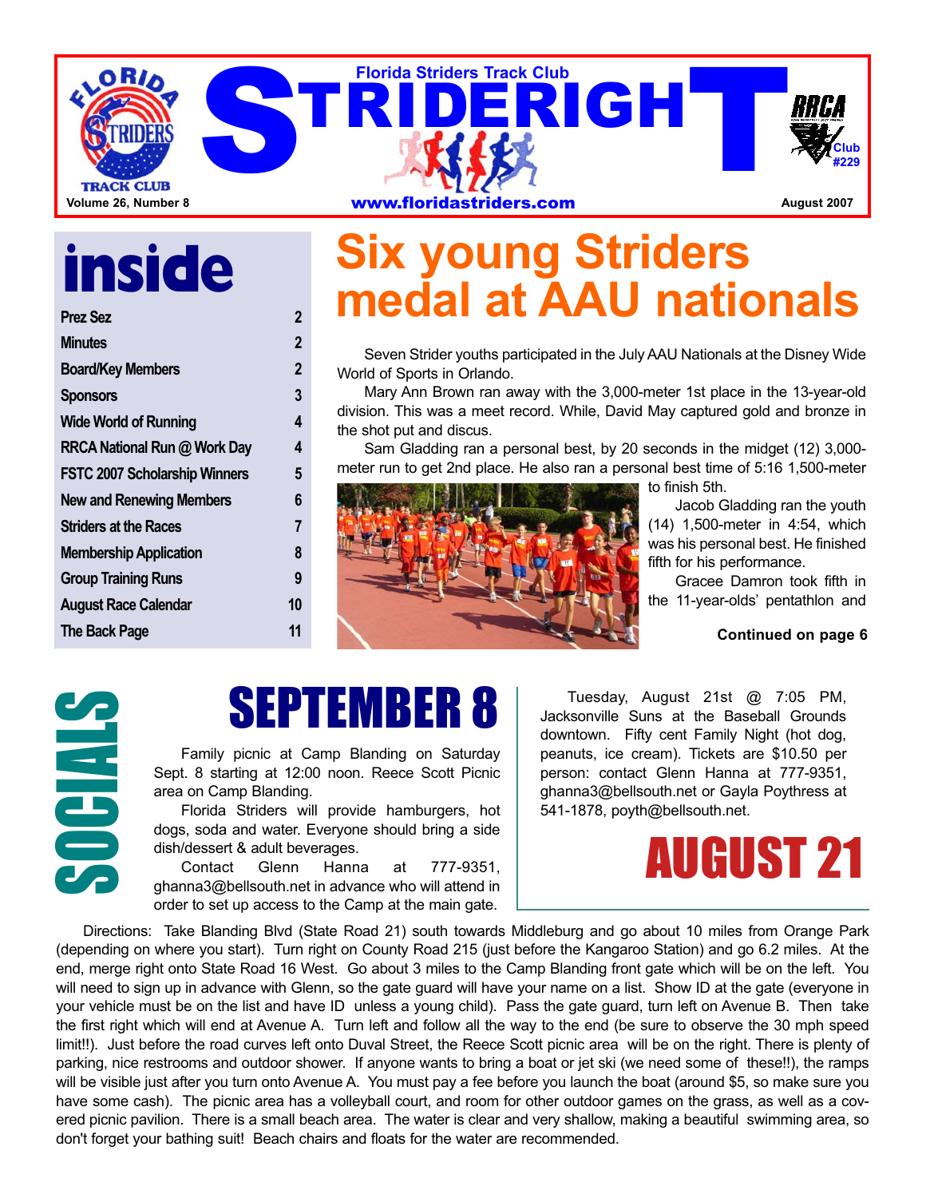# STRIDERIGHT

Florida Striders Track Club

www.floridastriders.com

RRCA Club #229

Volume 26, Number 8 — August 2007

## inside

| | |
|---|---|
| Prez Sez | 2 |
| Minutes | 2 |
| Board/Key Members | 2 |
| Sponsors | 3 |
| Wide World of Running | 4 |
| RRCA National Run @ Work Day | 4 |
| FSTC 2007 Scholarship Winners | 5 |
| New and Renewing Members | 6 |
| Striders at the Races | 7 |
| Membership Application | 8 |
| Group Training Runs | 9 |
| August Race Calendar | 10 |
| The Back Page | 11 |

# Six young Striders medal at AAU nationals

Seven Strider youths participated in the July AAU Nationals at the Disney Wide World of Sports in Orlando.

Mary Ann Brown ran away with the 3,000-meter 1st place in the 13-year-old division. This was a meet record. While, David May captured gold and bronze in the shot put and discus.

Sam Gladding ran a personal best, by 20 seconds in the midget (12) 3,000-meter run to get 2nd place. He also ran a personal best time of 5:16 1,500-meter to finish 5th.

Jacob Gladding ran the youth (14) 1,500-meter in 4:54, which was his personal best. He finished fifth for his performance.

Gracee Damron took fifth in the 11-year-olds' pentathlon and

**Continued on page 6**

## SOCIALS

### SEPTEMBER 8

Family picnic at Camp Blanding on Saturday Sept. 8 starting at 12:00 noon. Reece Scott Picnic area on Camp Blanding.

Florida Striders will provide hamburgers, hot dogs, soda and water. Everyone should bring a side dish/dessert & adult beverages.

Contact Glenn Hanna at 777-9351, ghanna3@bellsouth.net in advance who will attend in order to set up access to the Camp at the main gate.

### AUGUST 21

Tuesday, August 21st @ 7:05 PM, Jacksonville Suns at the Baseball Grounds downtown. Fifty cent Family Night (hot dog, peanuts, ice cream). Tickets are $10.50 per person: contact Glenn Hanna at 777-9351, ghanna3@bellsouth.net or Gayla Poythress at 541-1878, poyth@bellsouth.net.

Directions: Take Blanding Blvd (State Road 21) south towards Middleburg and go about 10 miles from Orange Park (depending on where you start). Turn right on County Road 215 (just before the Kangaroo Station) and go 6.2 miles. At the end, merge right onto State Road 16 West. Go about 3 miles to the Camp Blanding front gate which will be on the left. You will need to sign up in advance with Glenn, so the gate guard will have your name on a list. Show ID at the gate (everyone in your vehicle must be on the list and have ID unless a young child). Pass the gate guard, turn left on Avenue B. Then take the first right which will end at Avenue A. Turn left and follow all the way to the end (be sure to observe the 30 mph speed limit!!). Just before the road curves left onto Duval Street, the Reece Scott picnic area will be on the right. There is plenty of parking, nice restrooms and outdoor shower. If anyone wants to bring a boat or jet ski (we need some of these!!), the ramps will be visible just after you turn onto Avenue A. You must pay a fee before you launch the boat (around $5, so make sure you have some cash). The picnic area has a volleyball court, and room for other outdoor games on the grass, as well as a covered picnic pavilion. There is a small beach area. The water is clear and very shallow, making a beautiful swimming area, so don't forget your bathing suit! Beach chairs and floats for the water are recommended.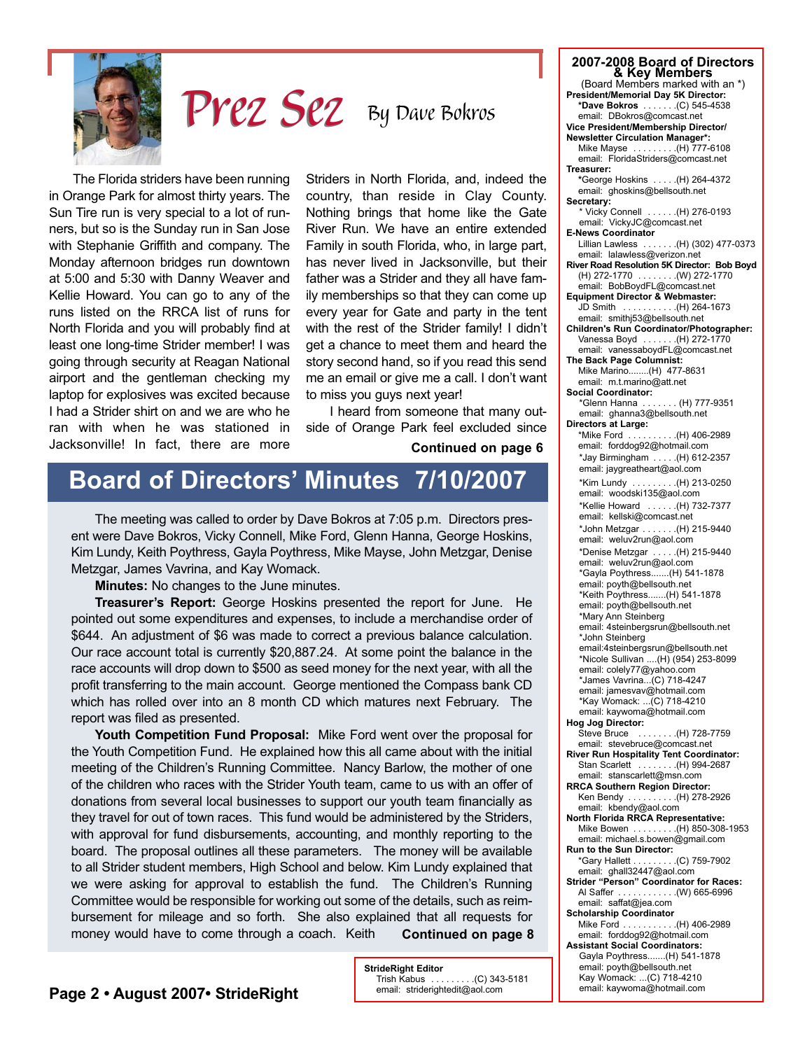# Prez Sez

By Dave Bokros

The Florida striders have been running in Orange Park for almost thirty years. The Sun Tire run is very special to a lot of runners, but so is the Sunday run in San Jose with Stephanie Griffith and company. The Monday afternoon bridges run downtown at 5:00 and 5:30 with Danny Weaver and Kellie Howard. You can go to any of the runs listed on the RRCA list of runs for North Florida and you will probably find at least one long-time Strider member! I was going through security at Reagan National airport and the gentleman checking my laptop for explosives was excited because I had a Strider shirt on and we are who he ran with when he was stationed in Jacksonville! In fact, there are more Striders in North Florida, and, indeed the country, than reside in Clay County. Nothing brings that home like the Gate River Run. We have an entire extended Family in south Florida, who, in large part, has never lived in Jacksonville, but their father was a Strider and they all have family memberships so that they can come up every year for Gate and party in the tent with the rest of the Strider family! I didn't get a chance to meet them and heard the story second hand, so if you read this send me an email or give me a call. I don't want to miss you guys next year!

I heard from someone that many outside of Orange Park feel excluded since

**Continued on page 6**

## Board of Directors' Minutes 7/10/2007

The meeting was called to order by Dave Bokros at 7:05 p.m. Directors present were Dave Bokros, Vicky Connell, Mike Ford, Glenn Hanna, George Hoskins, Kim Lundy, Keith Poythress, Gayla Poythress, Mike Mayse, John Metzgar, Denise Metzgar, James Vavrina, and Kay Womack.

**Minutes:** No changes to the June minutes.

**Treasurer's Report:** George Hoskins presented the report for June. He pointed out some expenditures and expenses, to include a merchandise order of $644. An adjustment of $6 was made to correct a previous balance calculation. Our race account total is currently $20,887.24. At some point the balance in the race accounts will drop down to $500 as seed money for the next year, with all the profit transferring to the main account. George mentioned the Compass bank CD which has rolled over into an 8 month CD which matures next February. The report was filed as presented.

**Youth Competition Fund Proposal:** Mike Ford went over the proposal for the Youth Competition Fund. He explained how this all came about with the initial meeting of the Children's Running Committee. Nancy Barlow, the mother of one of the children who races with the Strider Youth team, came to us with an offer of donations from several local businesses to support our youth team financially as they travel for out of town races. This fund would be administered by the Striders, with approval for fund disbursements, accounting, and monthly reporting to the board. The proposal outlines all these parameters. The money will be available to all Strider student members, High School and below. Kim Lundy explained that we were asking for approval to establish the fund. The Children's Running Committee would be responsible for working out some of the details, such as reimbursement for mileage and so forth. She also explained that all requests for money would have to come through a coach. Keith **Continued on page 8**

**StrideRight Editor**
Trish Kabus . . . . . . . . .(C) 343-5181
email: striderightedit@aol.com

### 2007-2008 Board of Directors & Key Members

(Board Members marked with an *)

**President/Memorial Day 5K Director:**
*Dave Bokros . . . . . . .(C) 545-4538
email: DBokros@comcast.net

**Vice President/Membership Director/ Newsletter Circulation Manager*:**
Mike Mayse . . . . . . . . .(H) 777-6108
email: FloridaStriders@comcast.net

**Treasurer:**
*George Hoskins . . . . .(H) 264-4372
email: ghoskins@bellsouth.net

**Secretary:**
* Vicky Connell . . . . . .(H) 276-0193
email: VickyJC@comcast.net

**E-News Coordinator**
Lillian Lawless . . . . . . .(H) (302) 477-0373
email: lalawless@verizon.net

**River Road Resolution 5K Director: Bob Boyd**
(H) 272-1770 . . . . . . . .(W) 272-1770
email: BobBoydFL@comcast.net

**Equipment Director & Webmaster:**
JD Smith . . . . . . . . . . .(H) 264-1673
email: smithj53@bellsouth.net

**Children's Run Coordinator/Photographer:**
Vanessa Boyd . . . . . . .(H) 272-1770
email: vanessaboydFL@comcast.net

**The Back Page Columnist:**
Mike Marino........(H) 477-8631
email: m.t.marino@att.net

**Social Coordinator:**
*Glenn Hanna . . . . . . . (H) 777-9351
email: ghanna3@bellsouth.net

**Directors at Large:**
*Mike Ford . . . . . . . . . .(H) 406-2989
email: forddog92@hotmail.com
*Jay Birmingham . . . . .(H) 612-2357
email: jaygreatheart@aol.com
*Kim Lundy . . . . . . . . .(H) 213-0250
email: woodski135@aol.com
*Kellie Howard . . . . . .(H) 732-7377
email: kellski@comcast.net
*John Metzgar . . . . . . .(H) 215-9440
email: weluv2run@aol.com
*Denise Metzgar . . . . .(H) 215-9440
email: weluv2run@aol.com
*Gayla Poythress.......(H) 541-1878
email: poyth@bellsouth.net
*Keith Poythress.......(H) 541-1878
email: poyth@bellsouth.net
*Mary Ann Steinberg
email: 4steinbergsrun@bellsouth.net
*John Steinberg
email:4steinbergsrun@bellsouth.net
*Nicole Sullivan ....(H) (954) 253-8099
email: colely77@yahoo.com
*James Vavrina...(C) 718-4247
email: jamesvav@hotmail.com
*Kay Womack: ...(C) 718-4210
email: kaywoma@hotmail.com

**Hog Jog Director:**
Steve Bruce . . . . . . . .(H) 728-7759
email: stevebruce@comcast.net

**River Run Hospitality Tent Coordinator:**
Stan Scarlett . . . . . . . .(H) 994-2687
email: stanscarlett@msn.com

**RRCA Southern Region Director:**
Ken Bendy . . . . . . . . . .(H) 278-2926
email: kbendy@aol.com

**North Florida RRCA Representative:**
Mike Bowen . . . . . . . . .(H) 850-308-1953
email: michael.s.bowen@gmail.com

**Run to the Sun Director:**
*Gary Hallett . . . . . . . . .(C) 759-7902
email: ghall32447@aol.com

**Strider "Person" Coordinator for Races:**
Al Saffer . . . . . . . . . . . .(W) 665-6996
email: saffat@jea.com

**Scholarship Coordinator**
Mike Ford . . . . . . . . . . .(H) 406-2989
email: forddog92@hotmail.com

**Assistant Social Coordinators:**
Gayla Poythress.......(H) 541-1878
email: poyth@bellsouth.net
Kay Womack: ...(C) 718-4210
email: kaywoma@hotmail.com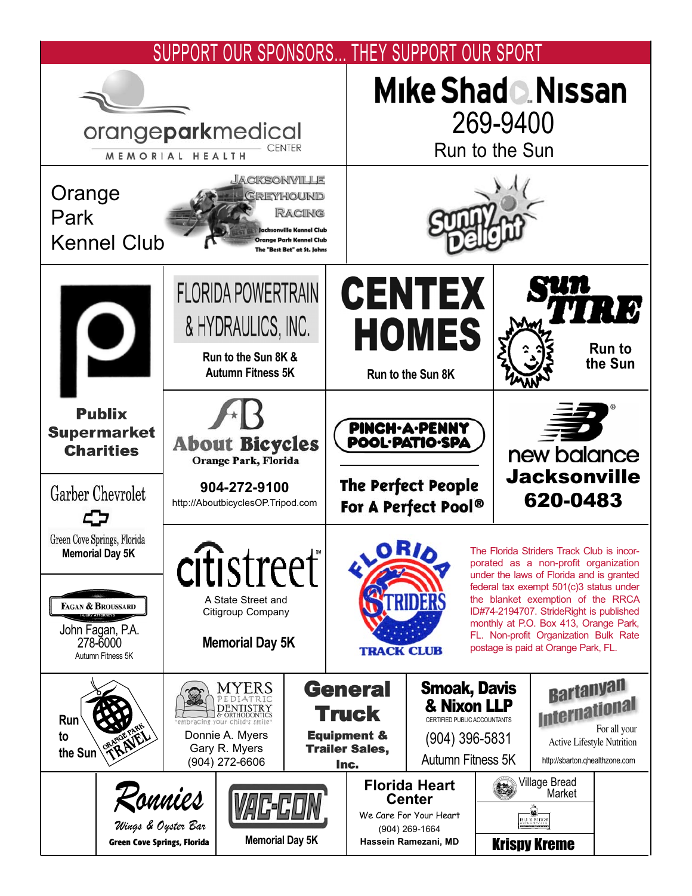# SUPPORT OUR SPONSORS... THEY SUPPORT OUR SPORT

orangeparkmedical CENTER
MEMORIAL HEALTH

**Mike Shad Nissan**
269-9400
Run to the Sun

Orange Park Kennel Club

Jacksonville Greyhound Racing
Jacksonville Kennel Club
Orange Park Kennel Club
The "Best Bet" at St. Johns

Sunny Delight

**Publix Supermarket Charities**

FLORIDA POWERTRAIN & HYDRAULICS, INC.
Run to the Sun 8K & Autumn Fitness 5K

**CENTEX HOMES**
Run to the Sun 8K

**Sun Tire**
Run to the Sun

**About Bicycles**
Orange Park, Florida
904-272-9100
http://AboutbicyclesOP.Tripod.com

**PINCH-A-PENNY POOL·PATIO·SPA**
The Perfect People For A Perfect Pool®

new balance
**Jacksonville**
**620-0483**

Garber Chevrolet
Green Cove Springs, Florida
Memorial Day 5K

citistreet
A State Street and Citigroup Company
Memorial Day 5K

Florida Striders Track Club

The Florida Striders Track Club is incorporated as a non-profit organization under the laws of Florida and is granted federal tax exempt 501(c)3 status under the blanket exemption of the RRCA ID#74-2194707. StrideRight is published monthly at P.O. Box 413, Orange Park, FL. Non-profit Organization Bulk Rate postage is paid at Orange Park, FL.

FAGAN & BROUSSARD
John Fagan, P.A.
278-6000
Autumn Fitness 5K

Run to the Sun
Orange Park Travel

MYERS PEDIATRIC DENTISTRY & ORTHODONTICS
"embracing your child's smile"
Donnie A. Myers
Gary R. Myers
(904) 272-6606

**General Truck**
Equipment & Trailer Sales, Inc.

**Smoak, Davis & Nixon LLP**
CERTIFIED PUBLIC ACCOUNTANTS
(904) 396-5831
Autumn Fitness 5K

**Bartanyan International**
For all your Active Lifestyle Nutrition
http://sbarton.qhealthzone.com

**Ronnies**
Wings & Oyster Bar
Green Cove Springs, Florida

VAC-CON
Memorial Day 5K

**Florida Heart Center**
We Care For Your Heart
(904) 269-1664
Hassein Ramezani, MD

Village Bread Market

**Krispy Kreme**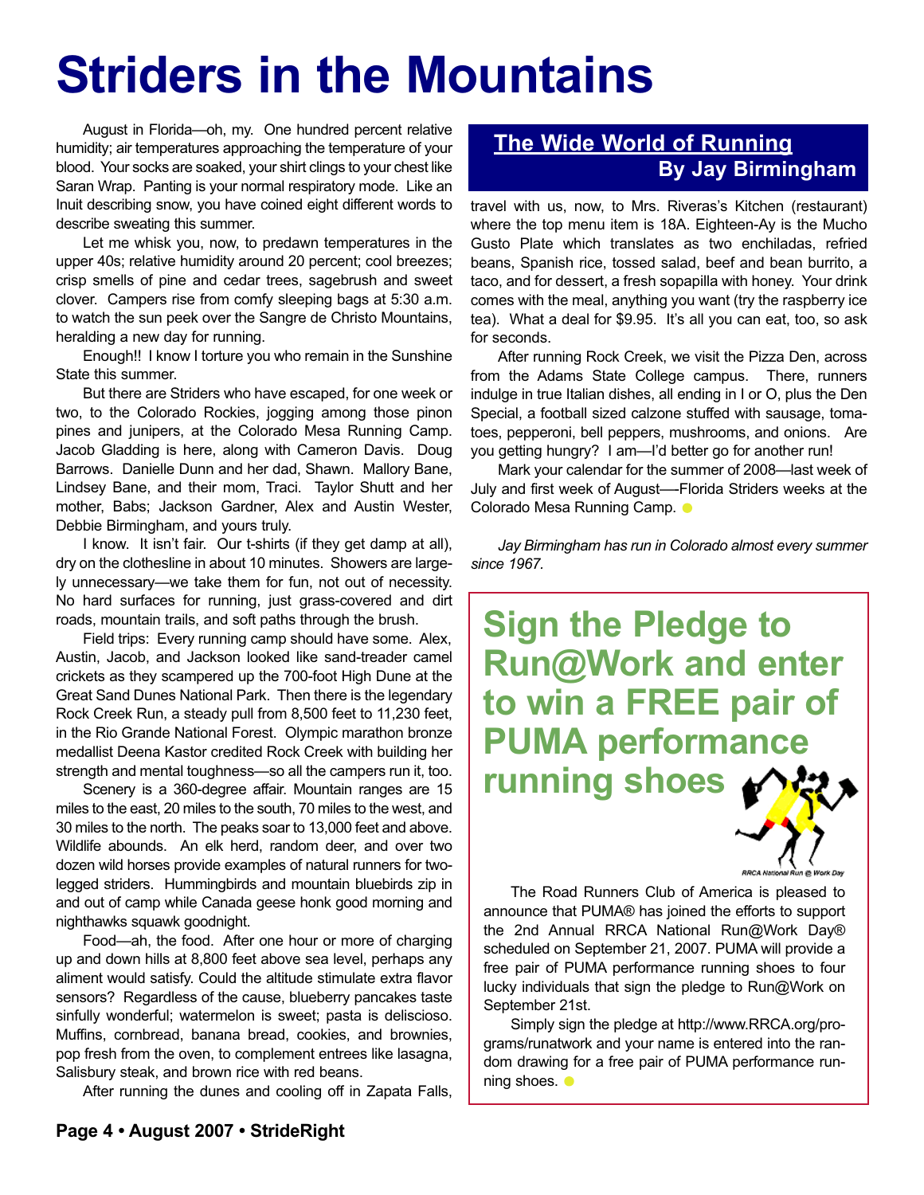# Striders in the Mountains

## The Wide World of Running

**By Jay Birmingham**

August in Florida—oh, my. One hundred percent relative humidity; air temperatures approaching the temperature of your blood. Your socks are soaked, your shirt clings to your chest like Saran Wrap. Panting is your normal respiratory mode. Like an Inuit describing snow, you have coined eight different words to describe sweating this summer.

Let me whisk you, now, to predawn temperatures in the upper 40s; relative humidity around 20 percent; cool breezes; crisp smells of pine and cedar trees, sagebrush and sweet clover. Campers rise from comfy sleeping bags at 5:30 a.m. to watch the sun peek over the Sangre de Christo Mountains, heralding a new day for running.

Enough!! I know I torture you who remain in the Sunshine State this summer.

But there are Striders who have escaped, for one week or two, to the Colorado Rockies, jogging among those pinon pines and junipers, at the Colorado Mesa Running Camp. Jacob Gladding is here, along with Cameron Davis. Doug Barrows. Danielle Dunn and her dad, Shawn. Mallory Bane, Lindsey Bane, and their mom, Traci. Taylor Shutt and her mother, Babs; Jackson Gardner, Alex and Austin Wester, Debbie Birmingham, and yours truly.

I know. It isn't fair. Our t-shirts (if they get damp at all), dry on the clothesline in about 10 minutes. Showers are largely unnecessary—we take them for fun, not out of necessity. No hard surfaces for running, just grass-covered and dirt roads, mountain trails, and soft paths through the brush.

Field trips: Every running camp should have some. Alex, Austin, Jacob, and Jackson looked like sand-treader camel crickets as they scampered up the 700-foot High Dune at the Great Sand Dunes National Park. Then there is the legendary Rock Creek Run, a steady pull from 8,500 feet to 11,230 feet, in the Rio Grande National Forest. Olympic marathon bronze medallist Deena Kastor credited Rock Creek with building her strength and mental toughness—so all the campers run it, too.

Scenery is a 360-degree affair. Mountain ranges are 15 miles to the east, 20 miles to the south, 70 miles to the west, and 30 miles to the north. The peaks soar to 13,000 feet and above. Wildlife abounds. An elk herd, random deer, and over two dozen wild horses provide examples of natural runners for two-legged striders. Hummingbirds and mountain bluebirds zip in and out of camp while Canada geese honk good morning and nighthawks squawk goodnight.

Food—ah, the food. After one hour or more of charging up and down hills at 8,800 feet above sea level, perhaps any aliment would satisfy. Could the altitude stimulate extra flavor sensors? Regardless of the cause, blueberry pancakes taste sinfully wonderful; watermelon is sweet; pasta is deliscioso. Muffins, cornbread, banana bread, cookies, and brownies, pop fresh from the oven, to complement entrees like lasagna, Salisbury steak, and brown rice with red beans.

After running the dunes and cooling off in Zapata Falls, travel with us, now, to Mrs. Riveras's Kitchen (restaurant) where the top menu item is 18A. Eighteen-Ay is the Mucho Gusto Plate which translates as two enchiladas, refried beans, Spanish rice, tossed salad, beef and bean burrito, a taco, and for dessert, a fresh sopapilla with honey. Your drink comes with the meal, anything you want (try the raspberry ice tea). What a deal for $9.95. It's all you can eat, too, so ask for seconds.

After running Rock Creek, we visit the Pizza Den, across from the Adams State College campus. There, runners indulge in true Italian dishes, all ending in I or O, plus the Den Special, a football sized calzone stuffed with sausage, tomatoes, pepperoni, bell peppers, mushrooms, and onions. Are you getting hungry? I am—I'd better go for another run!

Mark your calendar for the summer of 2008—last week of July and first week of August—Florida Striders weeks at the Colorado Mesa Running Camp.

*Jay Birmingham has run in Colorado almost every summer since 1967.*

## Sign the Pledge to Run@Work and enter to win a FREE pair of PUMA performance running shoes

RRCA National Run @ Work Day

The Road Runners Club of America is pleased to announce that PUMA® has joined the efforts to support the 2nd Annual RRCA National Run@Work Day® scheduled on September 21, 2007. PUMA will provide a free pair of PUMA performance running shoes to four lucky individuals that sign the pledge to Run@Work on September 21st.

Simply sign the pledge at http://www.RRCA.org/programs/runatwork and your name is entered into the random drawing for a free pair of PUMA performance running shoes.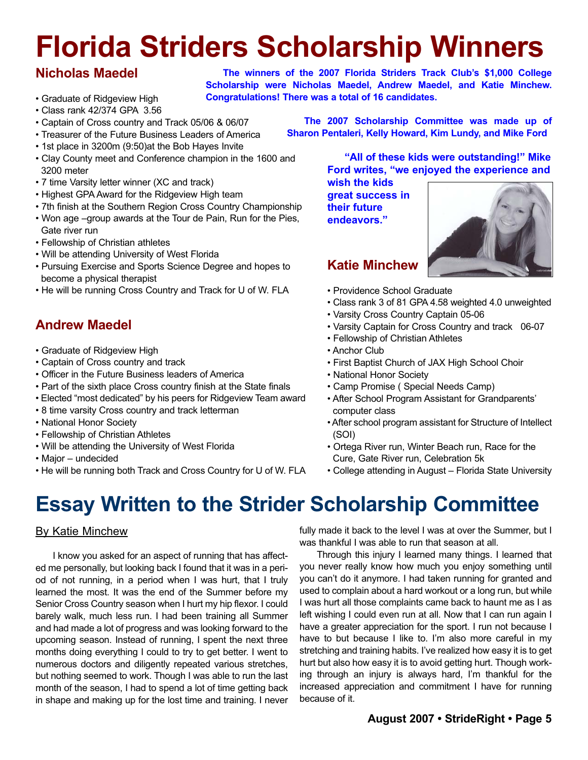# Florida Striders Scholarship Winners

**The winners of the 2007 Florida Striders Track Club's $1,000 College Scholarship were Nicholas Maedel, Andrew Maedel, and Katie Minchew. Congratulations! There was a total of 16 candidates.**

**The 2007 Scholarship Committee was made up of Sharon Pentaleri, Kelly Howard, Kim Lundy, and Mike Ford**

**"All of these kids were outstanding!" Mike Ford writes, "we enjoyed the experience and wish the kids great success in their future endeavors."**

## Nicholas Maedel

- Graduate of Ridgeview High
- Class rank 42/374 GPA 3.56
- Captain of Cross country and Track 05/06 & 06/07
- Treasurer of the Future Business Leaders of America
- 1st place in 3200m (9:50)at the Bob Hayes Invite
- Clay County meet and Conference champion in the 1600 and 3200 meter
- 7 time Varsity letter winner (XC and track)
- Highest GPA Award for the Ridgeview High team
- 7th finish at the Southern Region Cross Country Championship
- Won age –group awards at the Tour de Pain, Run for the Pies, Gate river run
- Fellowship of Christian athletes
- Will be attending University of West Florida
- Pursuing Exercise and Sports Science Degree and hopes to become a physical therapist
- He will be running Cross Country and Track for U of W. FLA

## Andrew Maedel

- Graduate of Ridgeview High
- Captain of Cross country and track
- Officer in the Future Business leaders of America
- Part of the sixth place Cross country finish at the State finals
- Elected "most dedicated" by his peers for Ridgeview Team award
- 8 time varsity Cross country and track letterman
- National Honor Society
- Fellowship of Christian Athletes
- Will be attending the University of West Florida
- Major – undecided
- He will be running both Track and Cross Country for U of W. FLA

## Katie Minchew

- Providence School Graduate
- Class rank 3 of 81 GPA 4.58 weighted 4.0 unweighted
- Varsity Cross Country Captain 05-06
- Varsity Captain for Cross Country and track 06-07
- Fellowship of Christian Athletes
- Anchor Club
- First Baptist Church of JAX High School Choir
- National Honor Society
- Camp Promise ( Special Needs Camp)
- After School Program Assistant for Grandparents' computer class
- After school program assistant for Structure of Intellect (SOI)
- Ortega River run, Winter Beach run, Race for the Cure, Gate River run, Celebration 5k
- College attending in August – Florida State University

# Essay Written to the Strider Scholarship Committee

By Katie Minchew

I know you asked for an aspect of running that has affected me personally, but looking back I found that it was in a period of not running, in a period when I was hurt, that I truly learned the most. It was the end of the Summer before my Senior Cross Country season when I hurt my hip flexor. I could barely walk, much less run. I had been training all Summer and had made a lot of progress and was looking forward to the upcoming season. Instead of running, I spent the next three months doing everything I could to try to get better. I went to numerous doctors and diligently repeated various stretches, but nothing seemed to work. Though I was able to run the last month of the season, I had to spend a lot of time getting back in shape and making up for the lost time and training. I never fully made it back to the level I was at over the Summer, but I was thankful I was able to run that season at all.

Through this injury I learned many things. I learned that you never really know how much you enjoy something until you can't do it anymore. I had taken running for granted and used to complain about a hard workout or a long run, but while I was hurt all those complaints came back to haunt me as I as left wishing I could even run at all. Now that I can run again I have a greater appreciation for the sport. I run not because I have to but because I like to. I'm also more careful in my stretching and training habits. I've realized how easy it is to get hurt but also how easy it is to avoid getting hurt. Though working through an injury is always hard, I'm thankful for the increased appreciation and commitment I have for running because of it.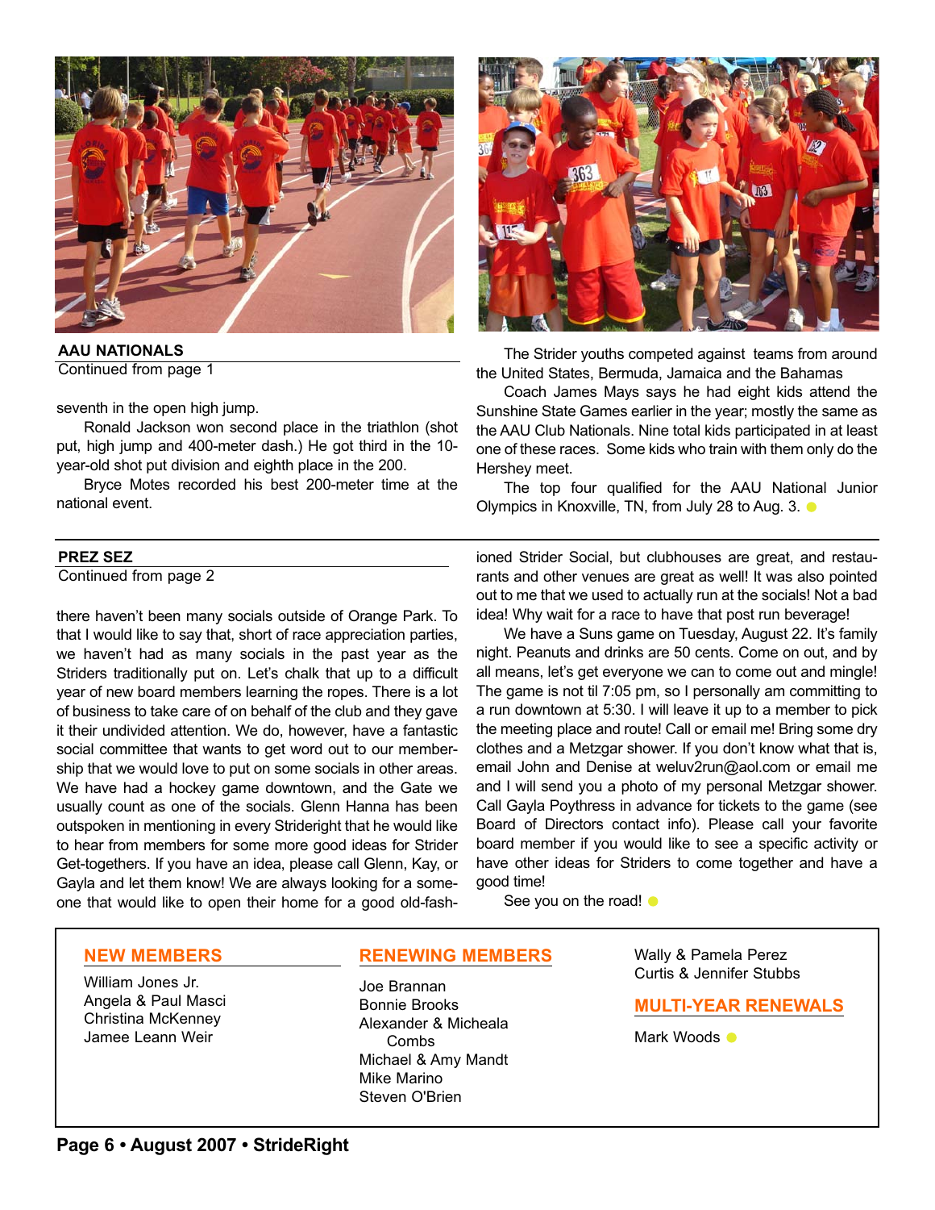## AAU NATIONALS

Continued from page 1

seventh in the open high jump.

Ronald Jackson won second place in the triathlon (shot put, high jump and 400-meter dash.) He got third in the 10-year-old shot put division and eighth place in the 200.

Bryce Motes recorded his best 200-meter time at the national event.

The Strider youths competed against teams from around the United States, Bermuda, Jamaica and the Bahamas

Coach James Mays says he had eight kids attend the Sunshine State Games earlier in the year; mostly the same as the AAU Club Nationals. Nine total kids participated in at least one of these races. Some kids who train with them only do the Hershey meet.

The top four qualified for the AAU National Junior Olympics in Knoxville, TN, from July 28 to Aug. 3.

## PREZ SEZ

Continued from page 2

there haven't been many socials outside of Orange Park. To that I would like to say that, short of race appreciation parties, we haven't had as many socials in the past year as the Striders traditionally put on. Let's chalk that up to a difficult year of new board members learning the ropes. There is a lot of business to take care of on behalf of the club and they gave it their undivided attention. We do, however, have a fantastic social committee that wants to get word out to our membership that we would love to put on some socials in other areas. We have had a hockey game downtown, and the Gate we usually count as one of the socials. Glenn Hanna has been outspoken in mentioning in every Strideright that he would like to hear from members for some more good ideas for Strider Get-togethers. If you have an idea, please call Glenn, Kay, or Gayla and let them know! We are always looking for someone that would like to open their home for a good old-fashioned Strider Social, but clubhouses are great, and restaurants and other venues are great as well! It was also pointed out to me that we used to actually run at the socials! Not a bad idea! Why wait for a race to have that post run beverage!

We have a Suns game on Tuesday, August 22. It's family night. Peanuts and drinks are 50 cents. Come on out, and by all means, let's get everyone we can to come out and mingle! The game is not til 7:05 pm, so I personally am committing to a run downtown at 5:30. I will leave it up to a member to pick the meeting place and route! Call or email me! Bring some dry clothes and a Metzgar shower. If you don't know what that is, email John and Denise at weluv2run@aol.com or email me and I will send you a photo of my personal Metzgar shower. Call Gayla Poythress in advance for tickets to the game (see Board of Directors contact info). Please call your favorite board member if you would like to see a specific activity or have other ideas for Striders to come together and have a good time!

See you on the road!

## NEW MEMBERS

William Jones Jr.
Angela & Paul Masci
Christina McKenney
Jamee Leann Weir

## RENEWING MEMBERS

Joe Brannan
Bonnie Brooks
Alexander & Micheala Combs
Michael & Amy Mandt
Mike Marino
Steven O'Brien
Wally & Pamela Perez
Curtis & Jennifer Stubbs

## MULTI-YEAR RENEWALS

Mark Woods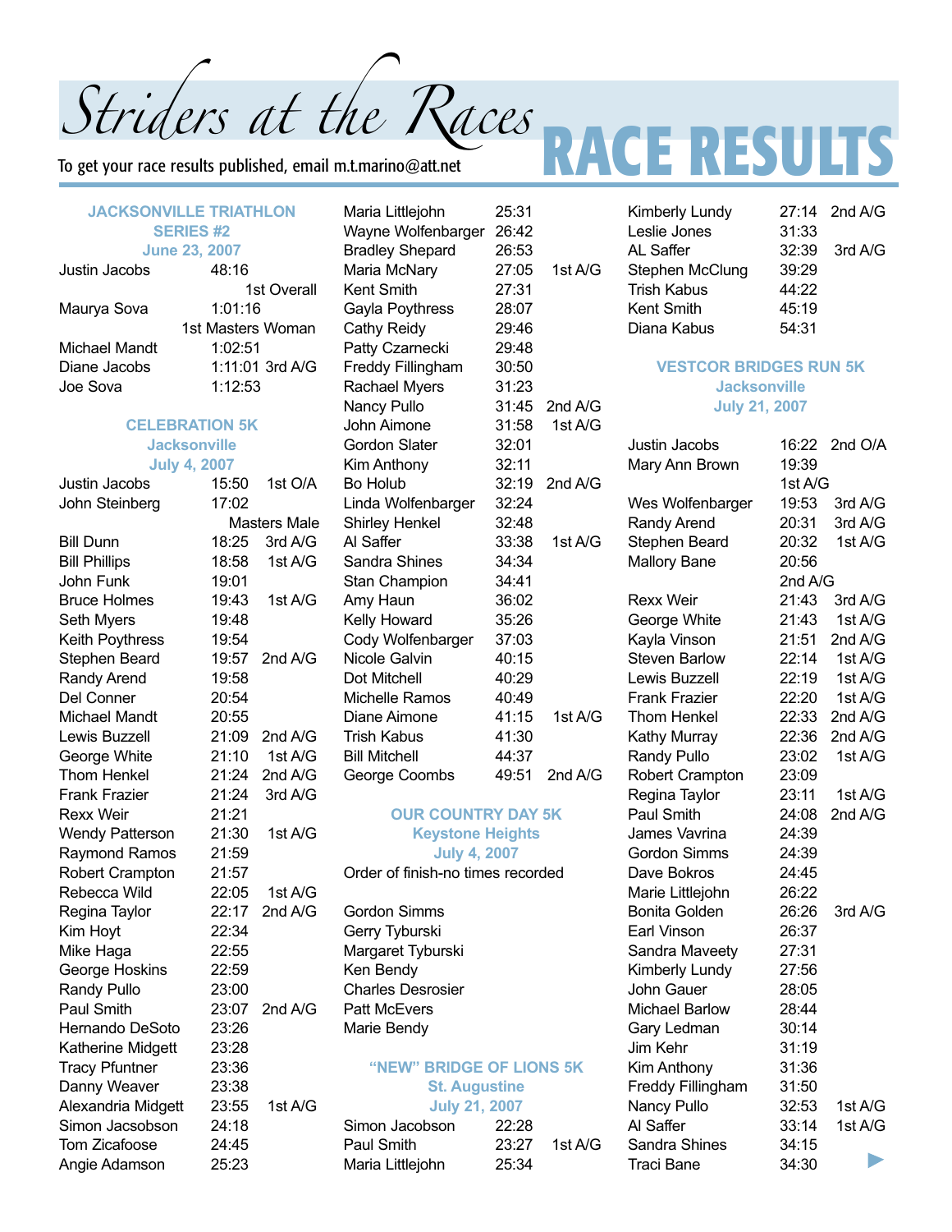# Striders at the Races

# RACE RESULTS

To get your race results published, email m.t.marino@att.net

### JACKSONVILLE TRIATHLON SERIES #2
### June 23, 2007

| Name | Time | Place |
|---|---|---|
| Justin Jacobs | 48:16 | 1st Overall |
| Maurya Sova | 1:01:16 | 1st Masters Woman |
| Michael Mandt | 1:02:51 | |
| Diane Jacobs | 1:11:01 | 3rd A/G |
| Joe Sova | 1:12:53 | |

### CELEBRATION 5K
### Jacksonville
### July 4, 2007

| Name | Time | Place |
|---|---|---|
| Justin Jacobs | 15:50 | 1st O/A |
| John Steinberg | 17:02 | Masters Male |
| Bill Dunn | 18:25 | 3rd A/G |
| Bill Phillips | 18:58 | 1st A/G |
| John Funk | 19:01 | |
| Bruce Holmes | 19:43 | 1st A/G |
| Seth Myers | 19:48 | |
| Keith Poythress | 19:54 | |
| Stephen Beard | 19:57 | 2nd A/G |
| Randy Arend | 19:58 | |
| Del Conner | 20:54 | |
| Michael Mandt | 20:55 | |
| Lewis Buzzell | 21:09 | 2nd A/G |
| George White | 21:10 | 1st A/G |
| Thom Henkel | 21:24 | 2nd A/G |
| Frank Frazier | 21:24 | 3rd A/G |
| Rexx Weir | 21:21 | |
| Wendy Patterson | 21:30 | 1st A/G |
| Raymond Ramos | 21:59 | |
| Robert Crampton | 21:57 | |
| Rebecca Wild | 22:05 | 1st A/G |
| Regina Taylor | 22:17 | 2nd A/G |
| Kim Hoyt | 22:34 | |
| Mike Haga | 22:55 | |
| George Hoskins | 22:59 | |
| Randy Pullo | 23:00 | |
| Paul Smith | 23:07 | 2nd A/G |
| Hernando DeSoto | 23:26 | |
| Katherine Midgett | 23:28 | |
| Tracy Pfuntner | 23:36 | |
| Danny Weaver | 23:38 | |
| Alexandria Midgett | 23:55 | 1st A/G |
| Simon Jacsobson | 24:18 | |
| Tom Zicafoose | 24:45 | |
| Angie Adamson | 25:23 | |
| Maria Littlejohn | 25:31 | |
| Wayne Wolfenbarger | 26:42 | |
| Bradley Shepard | 26:53 | |
| Maria McNary | 27:05 | 1st A/G |
| Kent Smith | 27:31 | |
| Gayla Poythress | 28:07 | |
| Cathy Reidy | 29:46 | |
| Patty Czarnecki | 29:48 | |
| Freddy Fillingham | 30:50 | |
| Rachael Myers | 31:23 | |
| Nancy Pullo | 31:45 | 2nd A/G |
| John Aimone | 31:58 | 1st A/G |
| Gordon Slater | 32:01 | |
| Kim Anthony | 32:11 | |
| Bo Holub | 32:19 | 2nd A/G |
| Linda Wolfenbarger | 32:24 | |
| Shirley Henkel | 32:48 | |
| Al Saffer | 33:38 | 1st A/G |
| Sandra Shines | 34:34 | |
| Stan Champion | 34:41 | |
| Amy Haun | 36:02 | |
| Kelly Howard | 35:26 | |
| Cody Wolfenbarger | 37:03 | |
| Nicole Galvin | 40:15 | |
| Dot Mitchell | 40:29 | |
| Michelle Ramos | 40:49 | |
| Diane Aimone | 41:15 | 1st A/G |
| Trish Kabus | 41:30 | |
| Bill Mitchell | 44:37 | |
| George Coombs | 49:51 | 2nd A/G |

### OUR COUNTRY DAY 5K
### Keystone Heights
### July 4, 2007

Order of finish-no times recorded

Gordon Simms
Gerry Tyburski
Margaret Tyburski
Ken Bendy
Charles Desrosier
Patt McEvers
Marie Bendy

### "NEW" BRIDGE OF LIONS 5K
### St. Augustine
### July 21, 2007

| Name | Time | Place |
|---|---|---|
| Simon Jacobson | 22:28 | |
| Paul Smith | 23:27 | 1st A/G |
| Maria Littlejohn | 25:34 | |
| Kimberly Lundy | 27:14 | 2nd A/G |
| Leslie Jones | 31:33 | |
| AL Saffer | 32:39 | 3rd A/G |
| Stephen McClung | 39:29 | |
| Trish Kabus | 44:22 | |
| Kent Smith | 45:19 | |
| Diana Kabus | 54:31 | |

### VESTCOR BRIDGES RUN 5K
### Jacksonville
### July 21, 2007

| Name | Time | Place |
|---|---|---|
| Justin Jacobs | 16:22 | 2nd O/A |
| Mary Ann Brown | 19:39 | 1st A/G |
| Wes Wolfenbarger | 19:53 | 3rd A/G |
| Randy Arend | 20:31 | 3rd A/G |
| Stephen Beard | 20:32 | 1st A/G |
| Mallory Bane | 20:56 | 2nd A/G |
| Rexx Weir | 21:43 | 3rd A/G |
| George White | 21:43 | 1st A/G |
| Kayla Vinson | 21:51 | 2nd A/G |
| Steven Barlow | 22:14 | 1st A/G |
| Lewis Buzzell | 22:19 | 1st A/G |
| Frank Frazier | 22:20 | 1st A/G |
| Thom Henkel | 22:33 | 2nd A/G |
| Kathy Murray | 22:36 | 2nd A/G |
| Randy Pullo | 23:02 | 1st A/G |
| Robert Crampton | 23:09 | |
| Regina Taylor | 23:11 | 1st A/G |
| Paul Smith | 24:08 | 2nd A/G |
| James Vavrina | 24:39 | |
| Gordon Simms | 24:39 | |
| Dave Bokros | 24:45 | |
| Marie Littlejohn | 26:22 | |
| Bonita Golden | 26:26 | 3rd A/G |
| Earl Vinson | 26:37 | |
| Sandra Maveety | 27:31 | |
| Kimberly Lundy | 27:56 | |
| John Gauer | 28:05 | |
| Michael Barlow | 28:44 | |
| Gary Ledman | 30:14 | |
| Jim Kehr | 31:19 | |
| Kim Anthony | 31:36 | |
| Freddy Fillingham | 31:50 | |
| Nancy Pullo | 32:53 | 1st A/G |
| Al Saffer | 33:14 | 1st A/G |
| Sandra Shines | 34:15 | |
| Traci Bane | 34:30 | |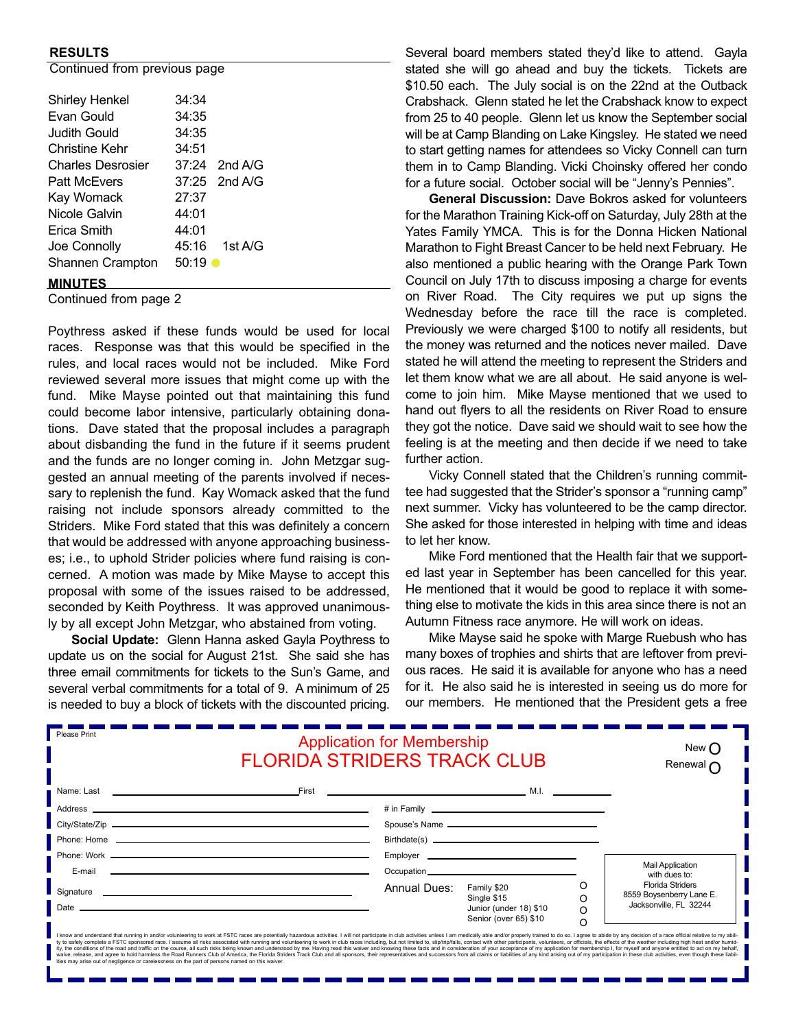## RESULTS

Continued from previous page

| | | |
|---|---|---|
| Shirley Henkel | 34:34 | |
| Evan Gould | 34:35 | |
| Judith Gould | 34:35 | |
| Christine Kehr | 34:51 | |
| Charles Desrosier | 37:24 | 2nd A/G |
| Patt McEvers | 37:25 | 2nd A/G |
| Kay Womack | 27:37 | |
| Nicole Galvin | 44:01 | |
| Erica Smith | 44:01 | |
| Joe Connolly | 45:16 | 1st A/G |
| Shannen Crampton | 50:19 ● | |

## MINUTES

Continued from page 2

Poythress asked if these funds would be used for local races. Response was that this would be specified in the rules, and local races would not be included. Mike Ford reviewed several more issues that might come up with the fund. Mike Mayse pointed out that maintaining this fund could become labor intensive, particularly obtaining donations. Dave stated that the proposal includes a paragraph about disbanding the fund in the future if it seems prudent and the funds are no longer coming in. John Metzgar suggested an annual meeting of the parents involved if necessary to replenish the fund. Kay Womack asked that the fund raising not include sponsors already committed to the Striders. Mike Ford stated that this was definitely a concern that would be addressed with anyone approaching businesses; i.e., to uphold Strider policies where fund raising is concerned. A motion was made by Mike Mayse to accept this proposal with some of the issues raised to be addressed, seconded by Keith Poythress. It was approved unanimously by all except John Metzgar, who abstained from voting.

**Social Update:** Glenn Hanna asked Gayla Poythress to update us on the social for August 21st. She said she has three email commitments for tickets to the Sun's Game, and several verbal commitments for a total of 9. A minimum of 25 is needed to buy a block of tickets with the discounted pricing. Several board members stated they'd like to attend. Gayla stated she will go ahead and buy the tickets. Tickets are $10.50 each. The July social is on the 22nd at the Outback Crabshack. Glenn stated he let the Crabshack know to expect from 25 to 40 people. Glenn let us know the September social will be at Camp Blanding on Lake Kingsley. He stated we need to start getting names for attendees so Vicky Connell can turn them in to Camp Blanding. Vicki Choinsky offered her condo for a future social. October social will be "Jenny's Pennies".

**General Discussion:** Dave Bokros asked for volunteers for the Marathon Training Kick-off on Saturday, July 28th at the Yates Family YMCA. This is for the Donna Hicken National Marathon to Fight Breast Cancer to be held next February. He also mentioned a public hearing with the Orange Park Town Council on July 17th to discuss imposing a charge for events on River Road. The City requires we put up signs the Wednesday before the race till the race is completed. Previously we were charged $100 to notify all residents, but the money was returned and the notices never mailed. Dave stated he will attend the meeting to represent the Striders and let them know what we are all about. He said anyone is welcome to join him. Mike Mayse mentioned that we used to hand out flyers to all the residents on River Road to ensure they got the notice. Dave said we should wait to see how the feeling is at the meeting and then decide if we need to take further action.

Vicky Connell stated that the Children's running committee had suggested that the Strider's sponsor a "running camp" next summer. Vicky has volunteered to be the camp director. She asked for those interested in helping with time and ideas to let her know.

Mike Ford mentioned that the Health fair that we supported last year in September has been cancelled for this year. He mentioned that it would be good to replace it with something else to motivate the kids in this area since there is not an Autumn Fitness race anymore. He will work on ideas.

Mike Mayse said he spoke with Marge Ruebush who has many boxes of trophies and shirts that are leftover from previous races. He said it is available for anyone who has a need for it. He also said he is interested in seeing us do more for our members. He mentioned that the President gets a free

---

Please Print

**Application for Membership**
**FLORIDA STRIDERS TRACK CLUB**

New ○
Renewal ○

Name: Last ____________ First ____________ M.I. ______

Address ____________ # in Family ____________

City/State/Zip ____________ Spouse's Name ____________

Phone: Home ____________ Birthdate(s) ____________

Phone: Work ____________ Employer ____________

E-mail ____________ Occupation ____________

Signature ____________

Date ____________

Annual Dues:
- Family $20 ○
- Single $15 ○
- Junior (under 18) $10 ○
- Senior (over 65) $10 ○

Mail Application with dues to:
Florida Striders
8559 Boysenberry Lane E.
Jacksonville, FL 32244

I know and understand that running in and/or volunteering to work at FSTC races are potentially hazardous activities. I will not participate in club activities unless I am medically able and/or properly trained to do so. I agree to abide by any decision of a race official relative to my ability to safely complete a FSTC sponsored race. I assume all risks associated with running and volunteering to work in club races including, but not limited to, slip/trip/falls, contact with other participants, volunteers, or officials, the effects of the weather including high heat and/or humidity, the conditions of the road and traffic on the course, all such risks being known and understood by me. Having read this waiver and knowing these facts and in consideration of your acceptance of my application for membership I, for myself and anyone entitled to act on my behalf, waive, release, and agree to hold harmless the Road Runners Club of America, the Florida Striders Track Club and all sponsors, their representatives and successors from all claims or liabilities of any kind arising out of my participation in these club activities, even though these liabilities may arise out of negligence or carelessness on the part of persons named on this waiver.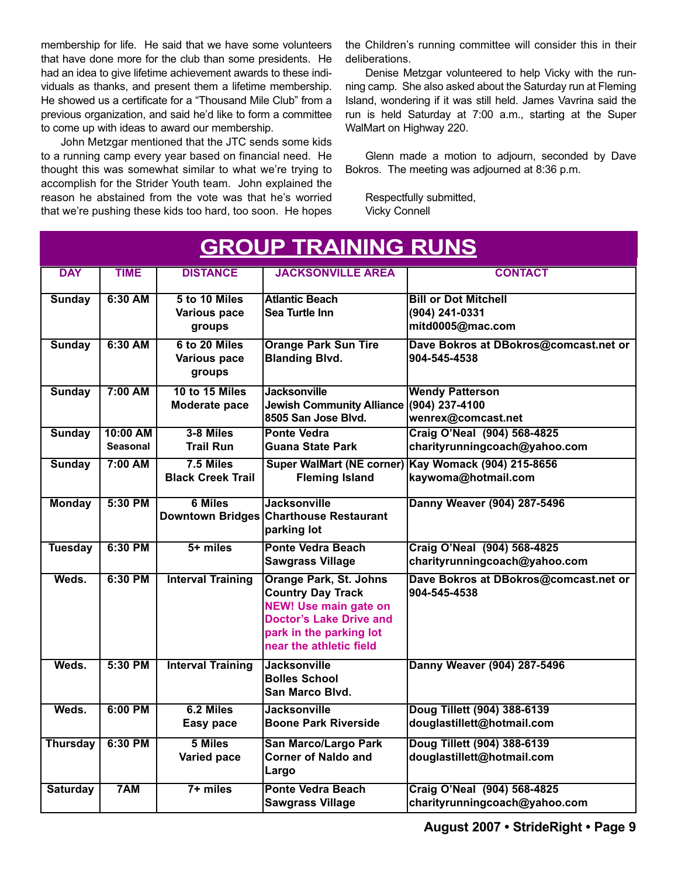membership for life. He said that we have some volunteers that have done more for the club than some presidents. He had an idea to give lifetime achievement awards to these individuals as thanks, and present them a lifetime membership. He showed us a certificate for a "Thousand Mile Club" from a previous organization, and said he'd like to form a committee to come up with ideas to award our membership.

John Metzgar mentioned that the JTC sends some kids to a running camp every year based on financial need. He thought this was somewhat similar to what we're trying to accomplish for the Strider Youth team. John explained the reason he abstained from the vote was that he's worried that we're pushing these kids too hard, too soon. He hopes the Children's running committee will consider this in their deliberations.

Denise Metzgar volunteered to help Vicky with the running camp. She also asked about the Saturday run at Fleming Island, wondering if it was still held. James Vavrina said the run is held Saturday at 7:00 a.m., starting at the Super WalMart on Highway 220.

Glenn made a motion to adjourn, seconded by Dave Bokros. The meeting was adjourned at 8:36 p.m.

Respectfully submitted,
Vicky Connell

## GROUP TRAINING RUNS

| DAY | TIME | DISTANCE | JACKSONVILLE AREA | CONTACT |
|---|---|---|---|---|
| Sunday | 6:30 AM | 5 to 10 Miles Various pace groups | Atlantic Beach Sea Turtle Inn | Bill or Dot Mitchell (904) 241-0331 mitd0005@mac.com |
| Sunday | 6:30 AM | 6 to 20 Miles Various pace groups | Orange Park Sun Tire Blanding Blvd. | Dave Bokros at DBokros@comcast.net or 904-545-4538 |
| Sunday | 7:00 AM | 10 to 15 Miles Moderate pace | Jacksonville Jewish Community Alliance 8505 San Jose Blvd. | Wendy Patterson (904) 237-4100 wenrex@comcast.net |
| Sunday | 10:00 AM Seasonal | 3-8 Miles Trail Run | Ponte Vedra Guana State Park | Craig O'Neal (904) 568-4825 charityrunningcoach@yahoo.com |
| Sunday | 7:00 AM | 7.5 Miles Black Creek Trail | Super WalMart (NE corner) Fleming Island | Kay Womack (904) 215-8656 kaywoma@hotmail.com |
| Monday | 5:30 PM | 6 Miles Downtown Bridges | Jacksonville Charthouse Restaurant parking lot | Danny Weaver (904) 287-5496 |
| Tuesday | 6:30 PM | 5+ miles | Ponte Vedra Beach Sawgrass Village | Craig O'Neal (904) 568-4825 charityrunningcoach@yahoo.com |
| Weds. | 6:30 PM | Interval Training | Orange Park, St. Johns Country Day Track NEW! Use main gate on Doctor's Lake Drive and park in the parking lot near the athletic field | Dave Bokros at DBokros@comcast.net or 904-545-4538 |
| Weds. | 5:30 PM | Interval Training | Jacksonville Bolles School San Marco Blvd. | Danny Weaver (904) 287-5496 |
| Weds. | 6:00 PM | 6.2 Miles Easy pace | Jacksonville Boone Park Riverside | Doug Tillett (904) 388-6139 douglastillett@hotmail.com |
| Thursday | 6:30 PM | 5 Miles Varied pace | San Marco/Largo Park Corner of Naldo and Largo | Doug Tillett (904) 388-6139 douglastillett@hotmail.com |
| Saturday | 7AM | 7+ miles | Ponte Vedra Beach Sawgrass Village | Craig O'Neal (904) 568-4825 charityrunningcoach@yahoo.com |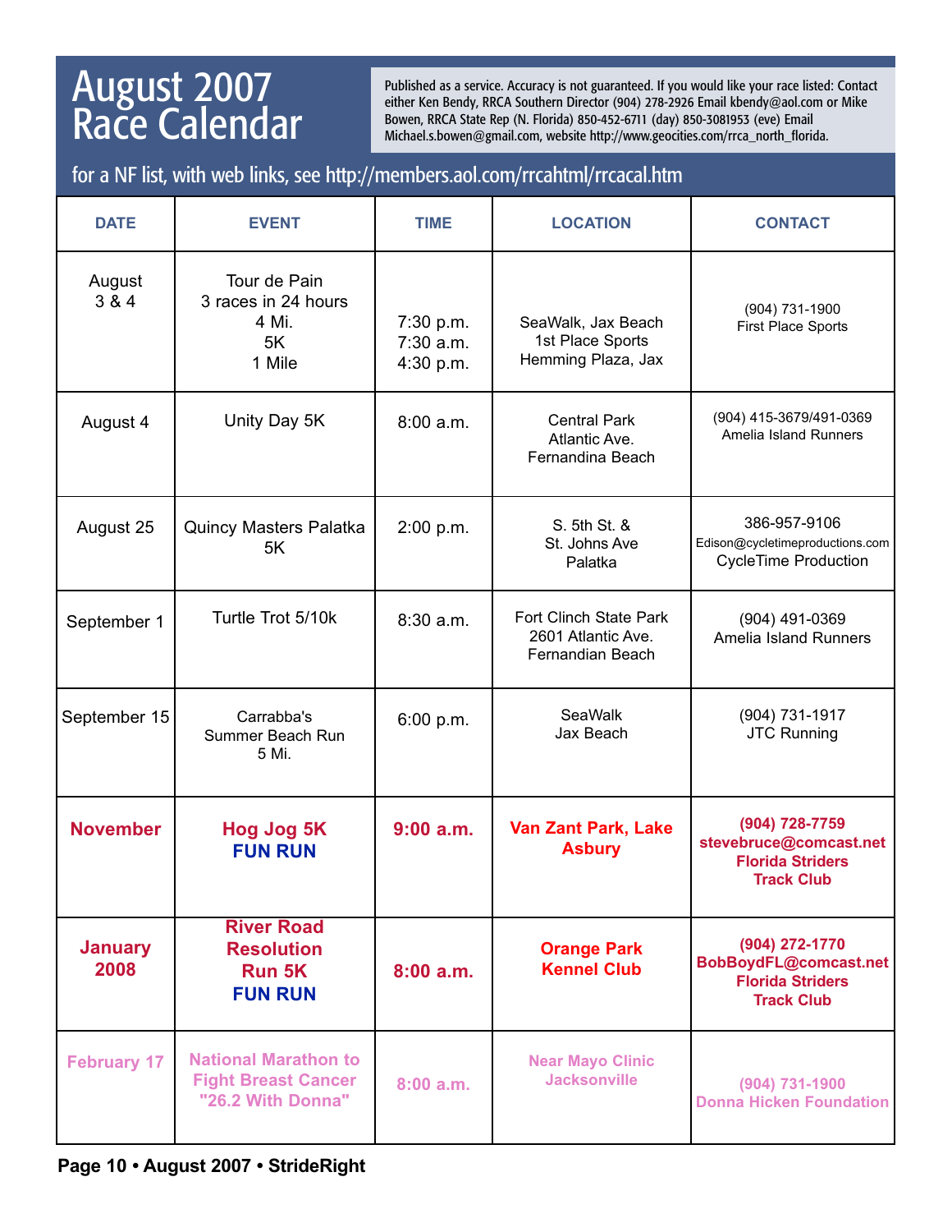# August 2007 Race Calendar

Published as a service. Accuracy is not guaranteed. If you would like your race listed: Contact either Ken Bendy, RRCA Southern Director (904) 278-2926 Email kbendy@aol.com or Mike Bowen, RRCA State Rep (N. Florida) 850-452-6711 (day) 850-3081953 (eve) Email Michael.s.bowen@gmail.com, website http://www.geocities.com/rrca_north_florida.

for a NF list, with web links, see http://members.aol.com/rrcahtml/rrcacal.htm

| DATE | EVENT | TIME | LOCATION | CONTACT |
|---|---|---|---|---|
| August 3 & 4 | Tour de Pain<br>3 races in 24 hours<br>4 Mi.<br>5K<br>1 Mile | 7:30 p.m.<br>7:30 a.m.<br>4:30 p.m. | SeaWalk, Jax Beach<br>1st Place Sports<br>Hemming Plaza, Jax | (904) 731-1900<br>First Place Sports |
| August 4 | Unity Day 5K | 8:00 a.m. | Central Park<br>Atlantic Ave.<br>Fernandina Beach | (904) 415-3679/491-0369<br>Amelia Island Runners |
| August 25 | Quincy Masters Palatka 5K | 2:00 p.m. | S. 5th St. &<br>St. Johns Ave<br>Palatka | 386-957-9106<br>Edison@cycletimeproductions.com<br>CycleTime Production |
| September 1 | Turtle Trot 5/10k | 8:30 a.m. | Fort Clinch State Park<br>2601 Atlantic Ave.<br>Fernandian Beach | (904) 491-0369<br>Amelia Island Runners |
| September 15 | Carrabba's<br>Summer Beach Run<br>5 Mi. | 6:00 p.m. | SeaWalk<br>Jax Beach | (904) 731-1917<br>JTC Running |
| **November** | **Hog Jog 5K**<br>**FUN RUN** | **9:00 a.m.** | **Van Zant Park, Lake Asbury** | **(904) 728-7759**<br>**stevebruce@comcast.net**<br>**Florida Striders Track Club** |
| **January 2008** | **River Road Resolution Run 5K**<br>**FUN RUN** | **8:00 a.m.** | **Orange Park Kennel Club** | **(904) 272-1770**<br>**BobBoydFL@comcast.net**<br>**Florida Striders Track Club** |
| **February 17** | **National Marathon to Fight Breast Cancer "26.2 With Donna"** | **8:00 a.m.** | **Near Mayo Clinic Jacksonville** | **(904) 731-1900**<br>**Donna Hicken Foundation** |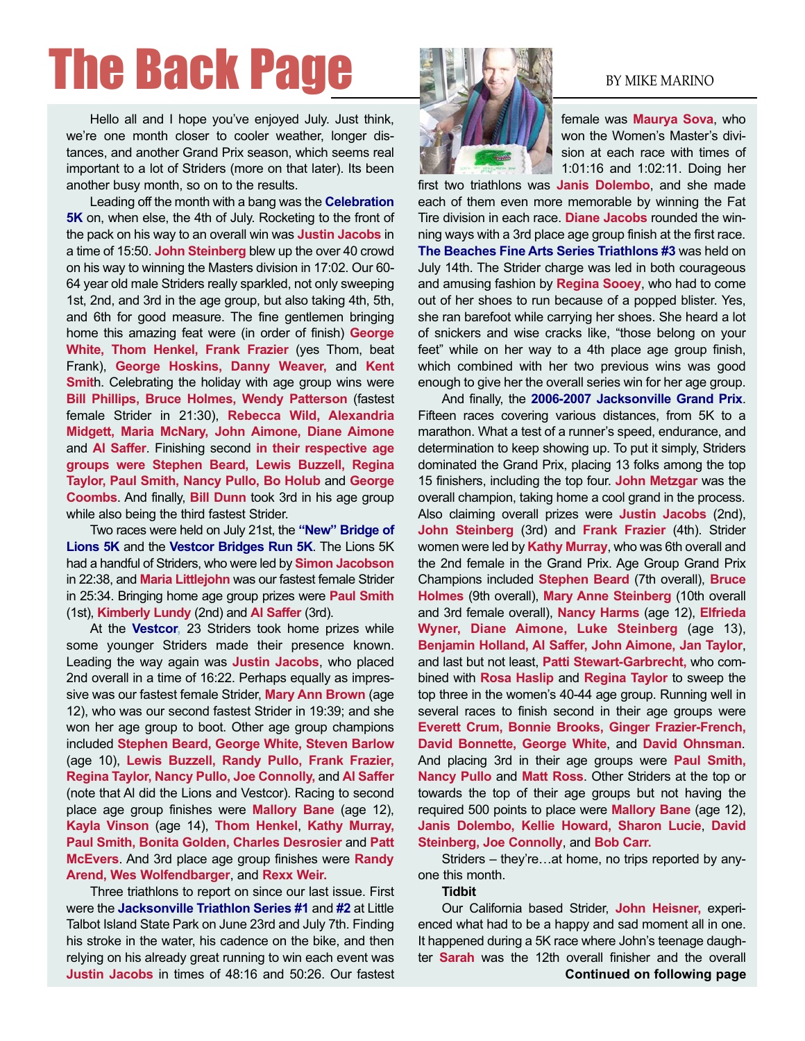# The Back Page

BY MIKE MARINO

Hello all and I hope you've enjoyed July. Just think, we're one month closer to cooler weather, longer distances, and another Grand Prix season, which seems real important to a lot of Striders (more on that later). Its been another busy month, so on to the results.

Leading off the month with a bang was the **Celebration 5K** on, when else, the 4th of July. Rocketing to the front of the pack on his way to an overall win was **Justin Jacobs** in a time of 15:50. **John Steinberg** blew up the over 40 crowd on his way to winning the Masters division in 17:02. Our 60-64 year old male Striders really sparkled, not only sweeping 1st, 2nd, and 3rd in the age group, but also taking 4th, 5th, and 6th for good measure. The fine gentlemen bringing home this amazing feat were (in order of finish) **George White, Thom Henkel, Frank Frazier** (yes Thom, beat Frank), **George Hoskins, Danny Weaver,** and **Kent Smith**. Celebrating the holiday with age group wins were **Bill Phillips, Bruce Holmes, Wendy Patterson** (fastest female Strider in 21:30), **Rebecca Wild, Alexandria Midgett, Maria McNary, John Aimone, Diane Aimone** and **Al Saffer**. Finishing second **in their respective age groups were Stephen Beard, Lewis Buzzell, Regina Taylor, Paul Smith, Nancy Pullo, Bo Holub** and **George Coombs**. And finally, **Bill Dunn** took 3rd in his age group while also being the third fastest Strider.

Two races were held on July 21st, the **"New" Bridge of Lions 5K** and the **Vestcor Bridges Run 5K**. The Lions 5K had a handful of Striders, who were led by **Simon Jacobson** in 22:38, and **Maria Littlejohn** was our fastest female Strider in 25:34. Bringing home age group prizes were **Paul Smith** (1st), **Kimberly Lundy** (2nd) and **Al Saffer** (3rd).

At the **Vestcor**, 23 Striders took home prizes while some younger Striders made their presence known. Leading the way again was **Justin Jacobs**, who placed 2nd overall in a time of 16:22. Perhaps equally as impressive was our fastest female Strider, **Mary Ann Brown** (age 12), who was our second fastest Strider in 19:39; and she won her age group to boot. Other age group champions included **Stephen Beard, George White, Steven Barlow** (age 10), **Lewis Buzzell, Randy Pullo, Frank Frazier, Regina Taylor, Nancy Pullo, Joe Connolly,** and **Al Saffer** (note that Al did the Lions and Vestcor). Racing to second place age group finishes were **Mallory Bane** (age 12), **Kayla Vinson** (age 14), **Thom Henkel**, **Kathy Murray, Paul Smith, Bonita Golden, Charles Desrosier** and **Patt McEvers**. And 3rd place age group finishes were **Randy Arend, Wes Wolfendbarger**, and **Rexx Weir.**

Three triathlons to report on since our last issue. First were the **Jacksonville Triathlon Series #1** and **#2** at Little Talbot Island State Park on June 23rd and July 7th. Finding his stroke in the water, his cadence on the bike, and then relying on his already great running to win each event was **Justin Jacobs** in times of 48:16 and 50:26. Our fastest female was **Maurya Sova**, who won the Women's Master's division at each race with times of 1:01:16 and 1:02:11. Doing her first two triathlons was **Janis Dolembo**, and she made each of them even more memorable by winning the Fat Tire division in each race. **Diane Jacobs** rounded the winning ways with a 3rd place age group finish at the first race. **The Beaches Fine Arts Series Triathlons #3** was held on July 14th. The Strider charge was led in both courageous and amusing fashion by **Regina Sooey**, who had to come out of her shoes to run because of a popped blister. Yes, she ran barefoot while carrying her shoes. She heard a lot of snickers and wise cracks like, "those belong on your feet" while on her way to a 4th place age group finish, which combined with her two previous wins was good enough to give her the overall series win for her age group.

And finally, the **2006-2007 Jacksonville Grand Prix**. Fifteen races covering various distances, from 5K to a marathon. What a test of a runner's speed, endurance, and determination to keep showing up. To put it simply, Striders dominated the Grand Prix, placing 13 folks among the top 15 finishers, including the top four. **John Metzgar** was the overall champion, taking home a cool grand in the process. Also claiming overall prizes were **Justin Jacobs** (2nd), **John Steinberg** (3rd) and **Frank Frazier** (4th). Strider women were led by **Kathy Murray**, who was 6th overall and the 2nd female in the Grand Prix. Age Group Grand Prix Champions included **Stephen Beard** (7th overall), **Bruce Holmes** (9th overall), **Mary Anne Steinberg** (10th overall and 3rd female overall), **Nancy Harms** (age 12), **Elfrieda Wyner, Diane Aimone, Luke Steinberg** (age 13), **Benjamin Holland, Al Saffer, John Aimone, Jan Taylor**, and last but not least, **Patti Stewart-Garbrecht**, who combined with **Rosa Haslip** and **Regina Taylor** to sweep the top three in the women's 40-44 age group. Running well in several races to finish second in their age groups were **Everett Crum, Bonnie Brooks, Ginger Frazier-French, David Bonnette, George White**, and **David Ohnsman**. And placing 3rd in their age groups were **Paul Smith, Nancy Pullo** and **Matt Ross**. Other Striders at the top or towards the top of their age groups but not having the required 500 points to place were **Mallory Bane** (age 12), **Janis Dolembo, Kellie Howard, Sharon Lucie**, **David Steinberg, Joe Connolly**, and **Bob Carr.**

Striders – they're…at home, no trips reported by anyone this month.

**Tidbit**

Our California based Strider, **John Heisner,** experienced what had to be a happy and sad moment all in one. It happened during a 5K race where John's teenage daughter **Sarah** was the 12th overall finisher and the overall

**Continued on following page**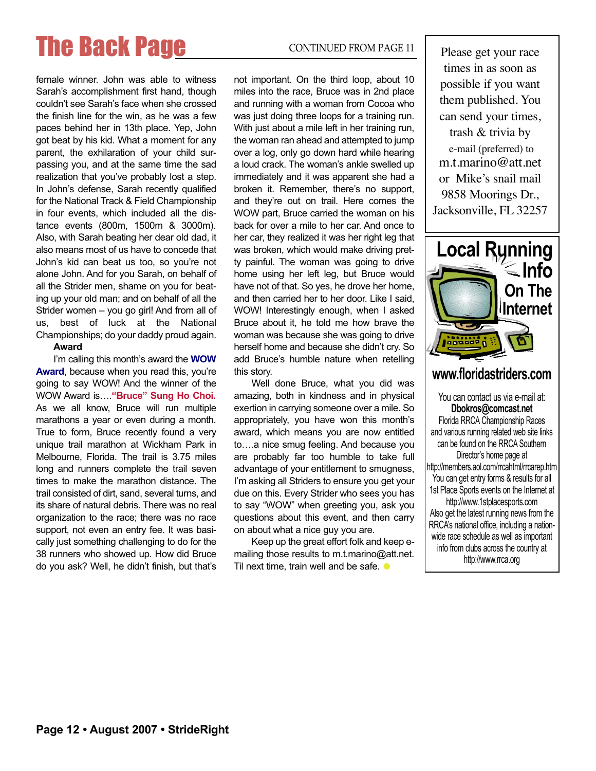# The Back Page

CONTINUED FROM PAGE 11

female winner. John was able to witness Sarah's accomplishment first hand, though couldn't see Sarah's face when she crossed the finish line for the win, as he was a few paces behind her in 13th place. Yep, John got beat by his kid. What a moment for any parent, the exhilaration of your child surpassing you, and at the same time the sad realization that you've probably lost a step. In John's defense, Sarah recently qualified for the National Track & Field Championship in four events, which included all the distance events (800m, 1500m & 3000m). Also, with Sarah beating her dear old dad, it also means most of us have to concede that John's kid can beat us too, so you're not alone John. And for you Sarah, on behalf of all the Strider men, shame on you for beating up your old man; and on behalf of all the Strider women – you go girl! And from all of us, best of luck at the National Championships; do your daddy proud again.

**Award**

I'm calling this month's award the **WOW Award**, because when you read this, you're going to say WOW! And the winner of the WOW Award is…**"Bruce" Sung Ho Choi.** As we all know, Bruce will run multiple marathons a year or even during a month. True to form, Bruce recently found a very unique trail marathon at Wickham Park in Melbourne, Florida. The trail is 3.75 miles long and runners complete the trail seven times to make the marathon distance. The trail consisted of dirt, sand, several turns, and its share of natural debris. There was no real organization to the race; there was no race support, not even an entry fee. It was basically just something challenging to do for the 38 runners who showed up. How did Bruce do you ask? Well, he didn't finish, but that's not important. On the third loop, about 10 miles into the race, Bruce was in 2nd place and running with a woman from Cocoa who was just doing three loops for a training run. With just about a mile left in her training run, the woman ran ahead and attempted to jump over a log, only go down hard while hearing a loud crack. The woman's ankle swelled up immediately and it was apparent she had a broken it. Remember, there's no support, and they're out on trail. Here comes the WOW part, Bruce carried the woman on his back for over a mile to her car. And once to her car, they realized it was her right leg that was broken, which would make driving pretty painful. The woman was going to drive home using her left leg, but Bruce would have not of that. So yes, he drove her home, and then carried her to her door. Like I said, WOW! Interestingly enough, when I asked Bruce about it, he told me how brave the woman was because she was going to drive herself home and because she didn't cry. So add Bruce's humble nature when retelling this story.

Well done Bruce, what you did was amazing, both in kindness and in physical exertion in carrying someone over a mile. So appropriately, you have won this month's award, which means you are now entitled to….a nice smug feeling. And because you are probably far too humble to take full advantage of your entitlement to smugness, I'm asking all Striders to ensure you get your due on this. Every Strider who sees you has to say "WOW" when greeting you, ask you questions about this event, and then carry on about what a nice guy you are.

Keep up the great effort folk and keep e-mailing those results to m.t.marino@att.net. Til next time, train well and be safe.

---

Please get your race times in as soon as possible if you want them published. You can send your times, trash & trivia by e-mail (preferred) to m.t.marino@att.net or Mike's snail mail 9858 Moorings Dr., Jacksonville, FL 32257

---

## Local Running Info On The Internet

**www.floridastriders.com**

You can contact us via e-mail at: **Dbokros@comcast.net**

Florida RRCA Championship Races and various running related web site links can be found on the RRCA Southern Director's home page at http://members.aol.com/rrcahtml/rrcarep.htm

You can get entry forms & results for all 1st Place Sports events on the Internet at http://www.1stplacesports.com

Also get the latest running news from the RRCA's national office, including a nationwide race schedule as well as important info from clubs across the country at http://www.rrca.org